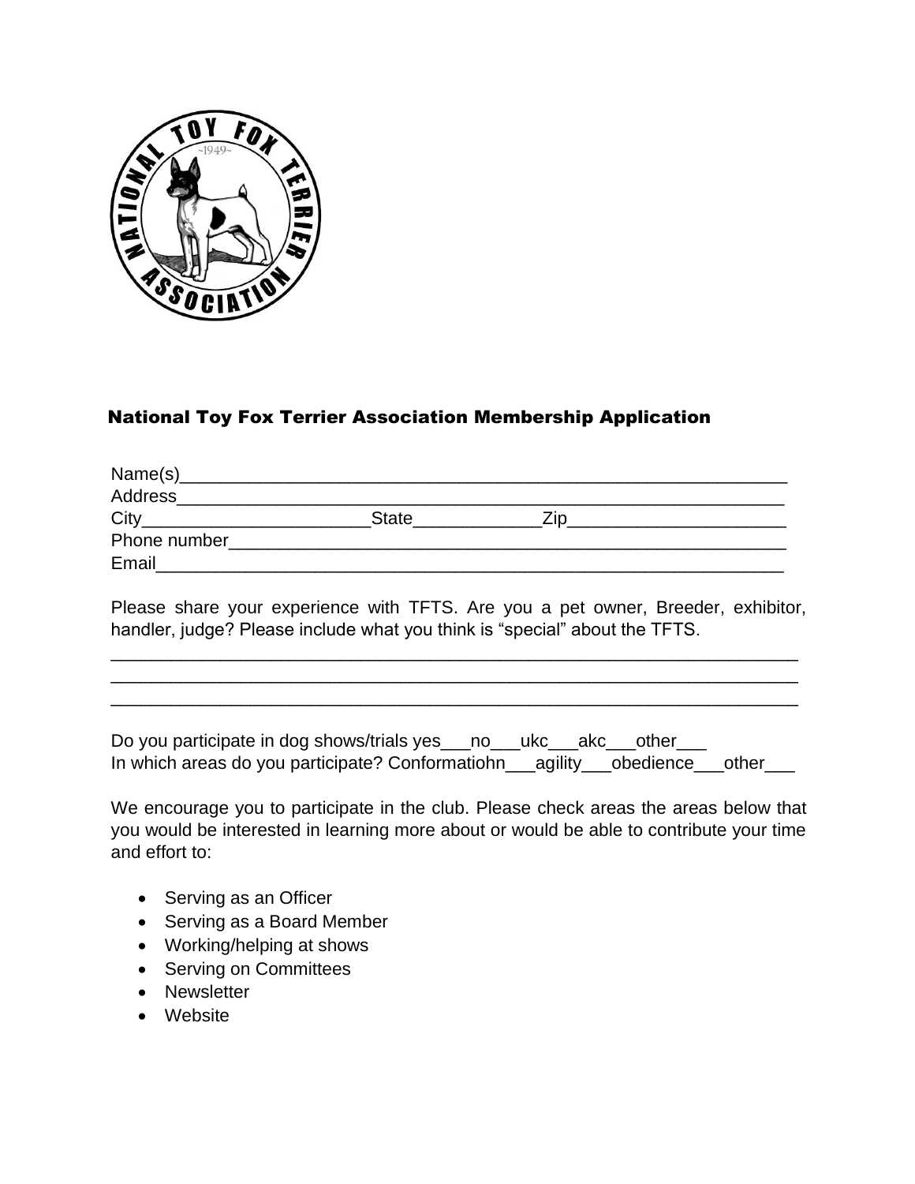## National Toy Fox Terrier Association Membership Application

Name(s)_______________________________________________________________

Address_______________________________________________________________

City______________________State____________Zip______________________

Phone number___________________________________________________________

Email_________________________________________________________________

Please share your experience with TFTS. Are you a pet owner, Breeder, exhibitor, handler, judge? Please include what you think is "special" about the TFTS.

_______________________________________________________________________

_______________________________________________________________________

_______________________________________________________________________

Do you participate in dog shows/trials yes___no___ukc___akc___other___

In which areas do you participate? Conformatiohn___agility___obedience___other___

We encourage you to participate in the club. Please check areas the areas below that you would be interested in learning more about or would be able to contribute your time and effort to:

- Serving as an Officer
- Serving as a Board Member
- Working/helping at shows
- Serving on Committees
- Newsletter
- Website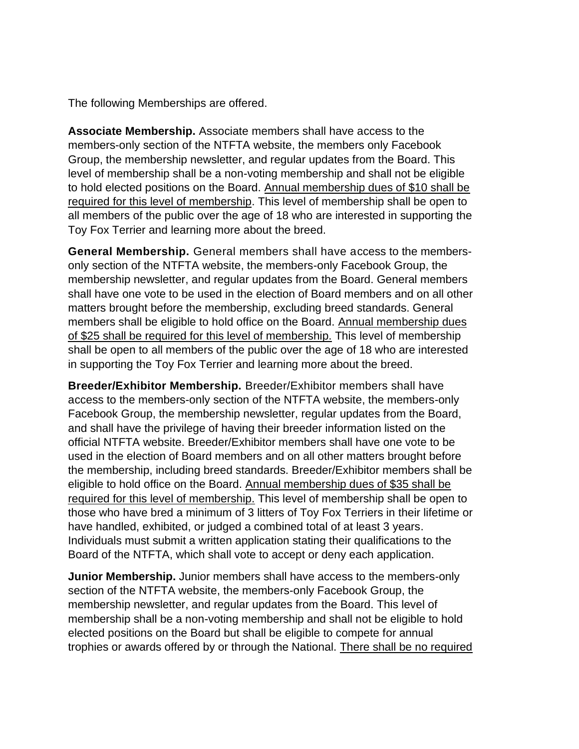The following Memberships are offered.

**Associate Membership.** Associate members shall have access to the members-only section of the NTFTA website, the members only Facebook Group, the membership newsletter, and regular updates from the Board. This level of membership shall be a non-voting membership and shall not be eligible to hold elected positions on the Board. <u>Annual membership dues of $10 shall be required for this level of membership</u>. This level of membership shall be open to all members of the public over the age of 18 who are interested in supporting the Toy Fox Terrier and learning more about the breed.

**General Membership.** General members shall have access to the members-only section of the NTFTA website, the members-only Facebook Group, the membership newsletter, and regular updates from the Board. General members shall have one vote to be used in the election of Board members and on all other matters brought before the membership, excluding breed standards. General members shall be eligible to hold office on the Board. <u>Annual membership dues of $25 shall be required for this level of membership.</u> This level of membership shall be open to all members of the public over the age of 18 who are interested in supporting the Toy Fox Terrier and learning more about the breed.

**Breeder/Exhibitor Membership.** Breeder/Exhibitor members shall have access to the members-only section of the NTFTA website, the members-only Facebook Group, the membership newsletter, regular updates from the Board, and shall have the privilege of having their breeder information listed on the official NTFTA website. Breeder/Exhibitor members shall have one vote to be used in the election of Board members and on all other matters brought before the membership, including breed standards. Breeder/Exhibitor members shall be eligible to hold office on the Board. <u>Annual membership dues of $35 shall be required for this level of membership.</u> This level of membership shall be open to those who have bred a minimum of 3 litters of Toy Fox Terriers in their lifetime or have handled, exhibited, or judged a combined total of at least 3 years. Individuals must submit a written application stating their qualifications to the Board of the NTFTA, which shall vote to accept or deny each application.

**Junior Membership.** Junior members shall have access to the members-only section of the NTFTA website, the members-only Facebook Group, the membership newsletter, and regular updates from the Board. This level of membership shall be a non-voting membership and shall not be eligible to hold elected positions on the Board but shall be eligible to compete for annual trophies or awards offered by or through the National. <u>There shall be no required</u>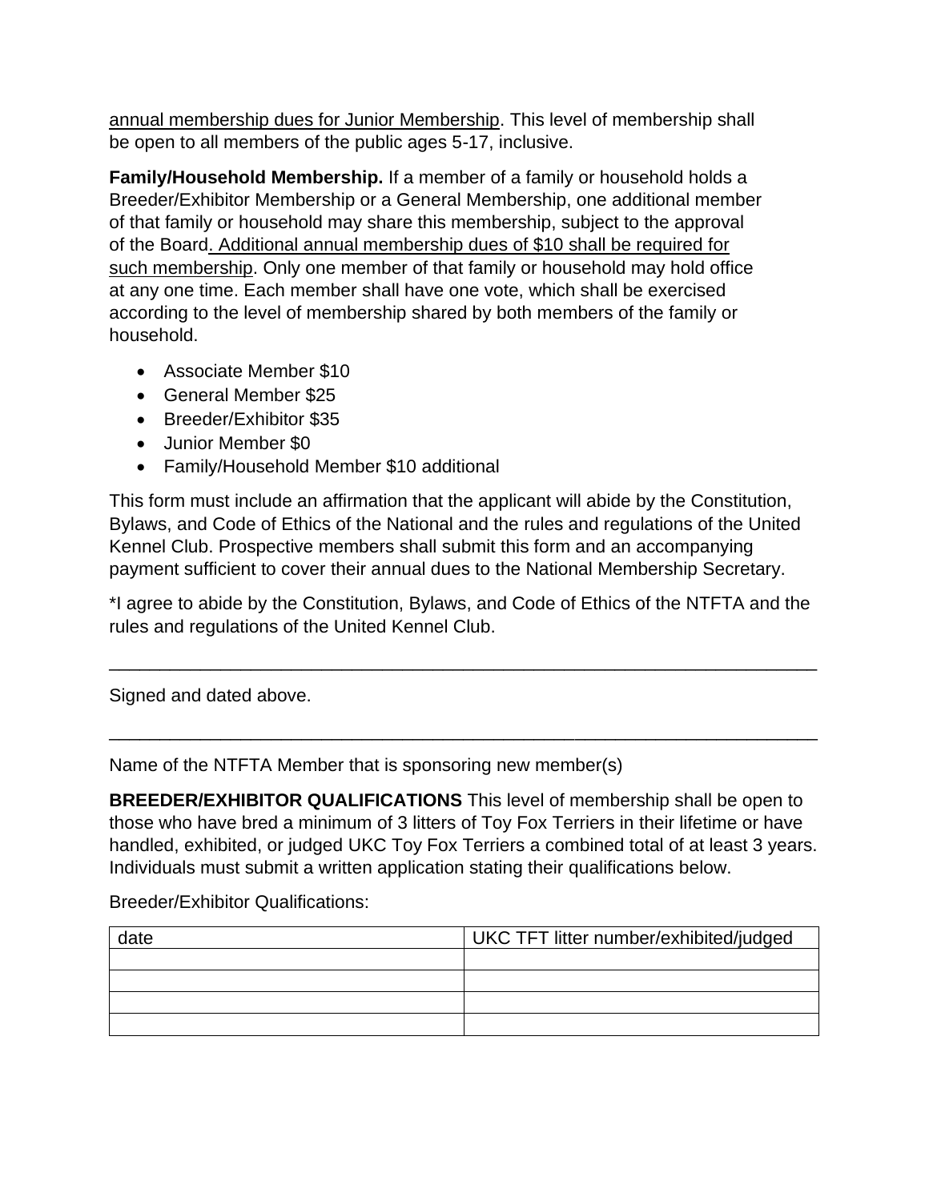annual membership dues for Junior Membership. This level of membership shall be open to all members of the public ages 5-17, inclusive.

**Family/Household Membership.** If a member of a family or household holds a Breeder/Exhibitor Membership or a General Membership, one additional member of that family or household may share this membership, subject to the approval of the Board. Additional annual membership dues of $10 shall be required for such membership. Only one member of that family or household may hold office at any one time. Each member shall have one vote, which shall be exercised according to the level of membership shared by both members of the family or household.

- Associate Member $10
- General Member $25
- Breeder/Exhibitor $35
- Junior Member $0
- Family/Household Member $10 additional

This form must include an affirmation that the applicant will abide by the Constitution, Bylaws, and Code of Ethics of the National and the rules and regulations of the United Kennel Club. Prospective members shall submit this form and an accompanying payment sufficient to cover their annual dues to the National Membership Secretary.

*I agree to abide by the Constitution, Bylaws, and Code of Ethics of the NTFTA and the rules and regulations of the United Kennel Club.

___________________________________________________________________________

Signed and dated above.

___________________________________________________________________________

Name of the NTFTA Member that is sponsoring new member(s)

**BREEDER/EXHIBITOR QUALIFICATIONS** This level of membership shall be open to those who have bred a minimum of 3 litters of Toy Fox Terriers in their lifetime or have handled, exhibited, or judged UKC Toy Fox Terriers a combined total of at least 3 years. Individuals must submit a written application stating their qualifications below.

Breeder/Exhibitor Qualifications:

| date | UKC TFT litter number/exhibited/judged |
|---|---|
| | |
| | |
| | |
| | |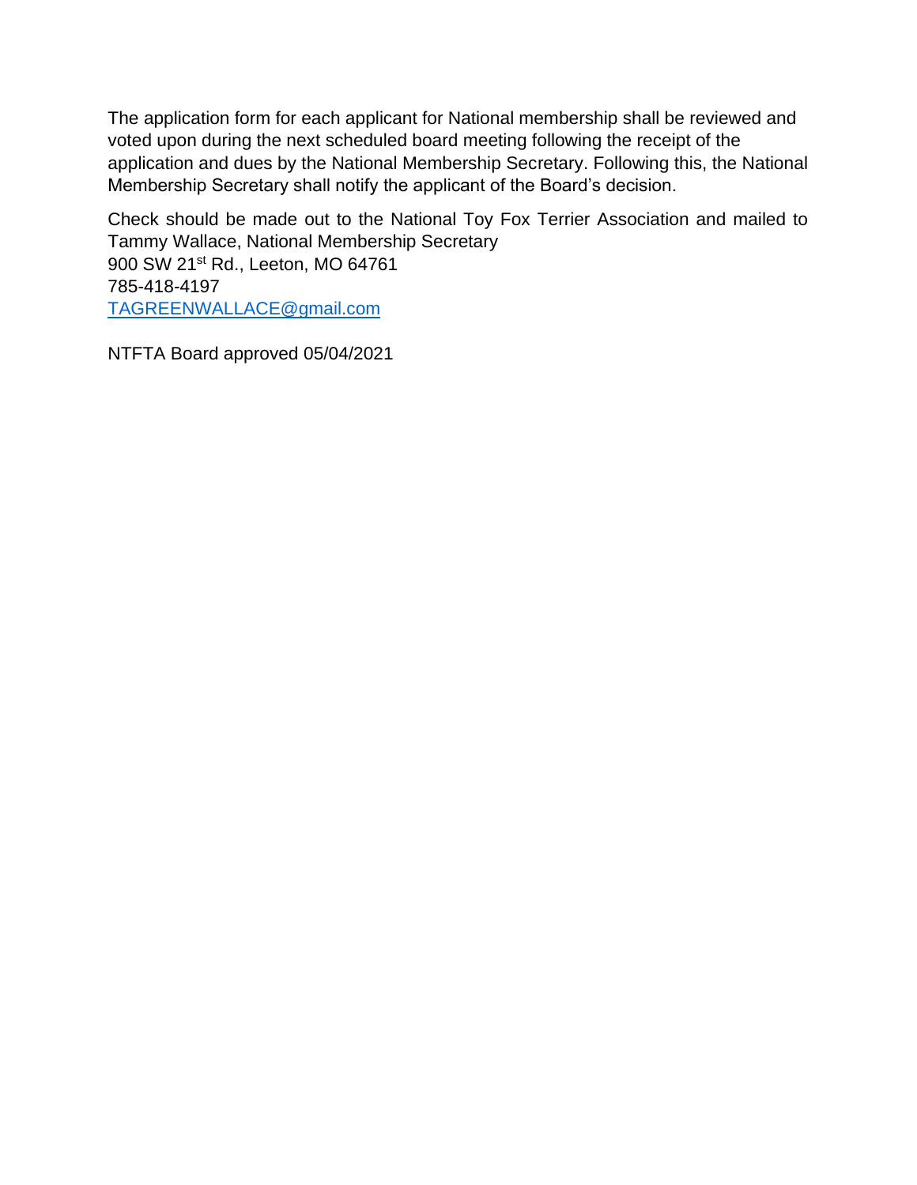The application form for each applicant for National membership shall be reviewed and voted upon during the next scheduled board meeting following the receipt of the application and dues by the National Membership Secretary. Following this, the National Membership Secretary shall notify the applicant of the Board's decision.

Check should be made out to the National Toy Fox Terrier Association and mailed to Tammy Wallace, National Membership Secretary
900 SW 21st Rd., Leeton, MO 64761
785-418-4197
TAGREENWALLACE@gmail.com

NTFTA Board approved 05/04/2021